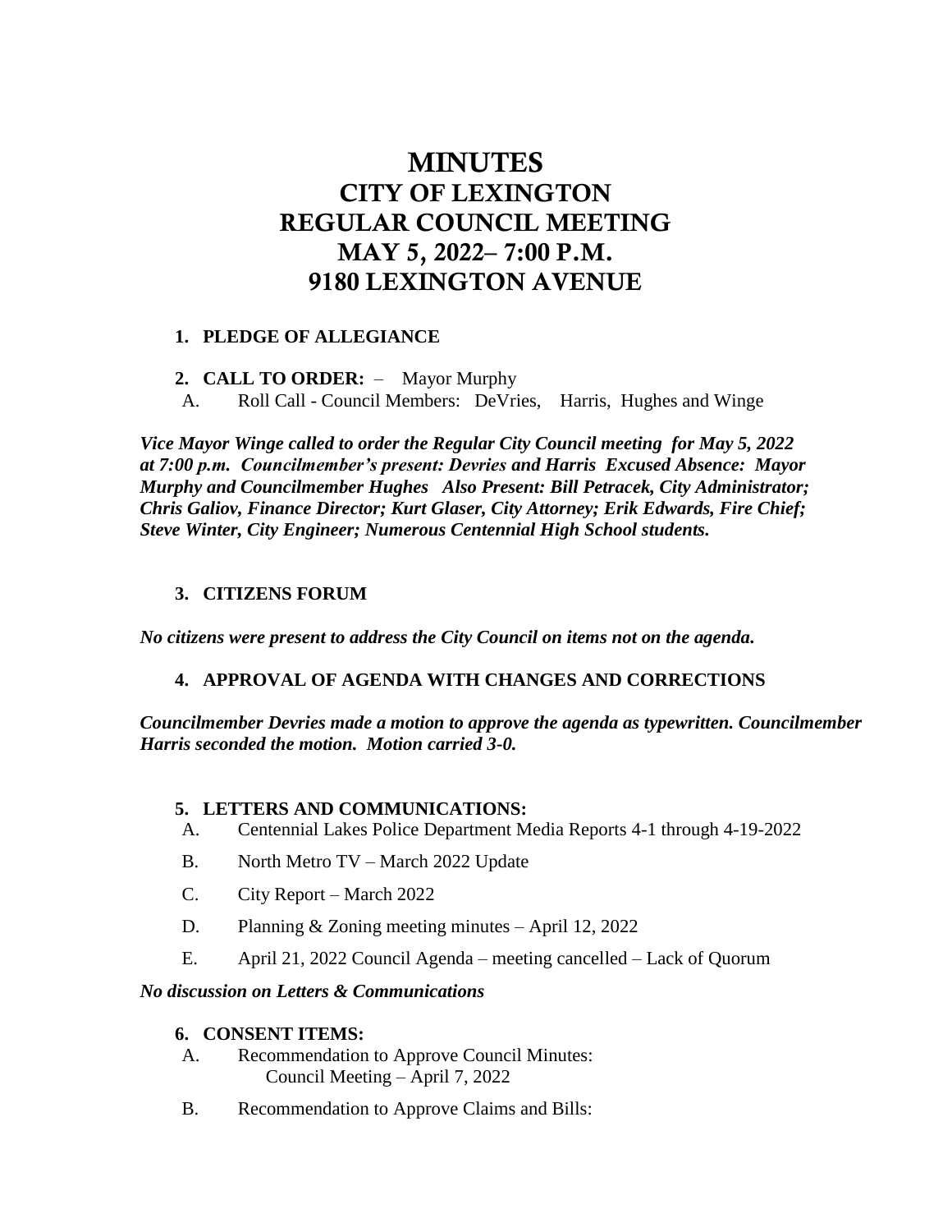# MINUTES
# CITY OF LEXINGTON
# REGULAR COUNCIL MEETING
# MAY 5, 2022– 7:00 P.M.
# 9180 LEXINGTON AVENUE

1. **PLEDGE OF ALLEGIANCE**

2. **CALL TO ORDER:** – Mayor Murphy
   A. Roll Call - Council Members: DeVries, Harris, Hughes and Winge

***Vice Mayor Winge called to order the Regular City Council meeting for May 5, 2022 at 7:00 p.m. Councilmember's present: Devries and Harris Excused Absence: Mayor Murphy and Councilmember Hughes Also Present: Bill Petracek, City Administrator; Chris Galiov, Finance Director; Kurt Glaser, City Attorney; Erik Edwards, Fire Chief; Steve Winter, City Engineer; Numerous Centennial High School students.***

3. **CITIZENS FORUM**

***No citizens were present to address the City Council on items not on the agenda.***

4. **APPROVAL OF AGENDA WITH CHANGES AND CORRECTIONS**

***Councilmember Devries made a motion to approve the agenda as typewritten. Councilmember Harris seconded the motion. Motion carried 3-0.***

5. **LETTERS AND COMMUNICATIONS:**
   A. Centennial Lakes Police Department Media Reports 4-1 through 4-19-2022
   B. North Metro TV – March 2022 Update
   C. City Report – March 2022
   D. Planning & Zoning meeting minutes – April 12, 2022
   E. April 21, 2022 Council Agenda – meeting cancelled – Lack of Quorum

***No discussion on Letters & Communications***

6. **CONSENT ITEMS:**
   A. Recommendation to Approve Council Minutes:
      Council Meeting – April 7, 2022
   B. Recommendation to Approve Claims and Bills: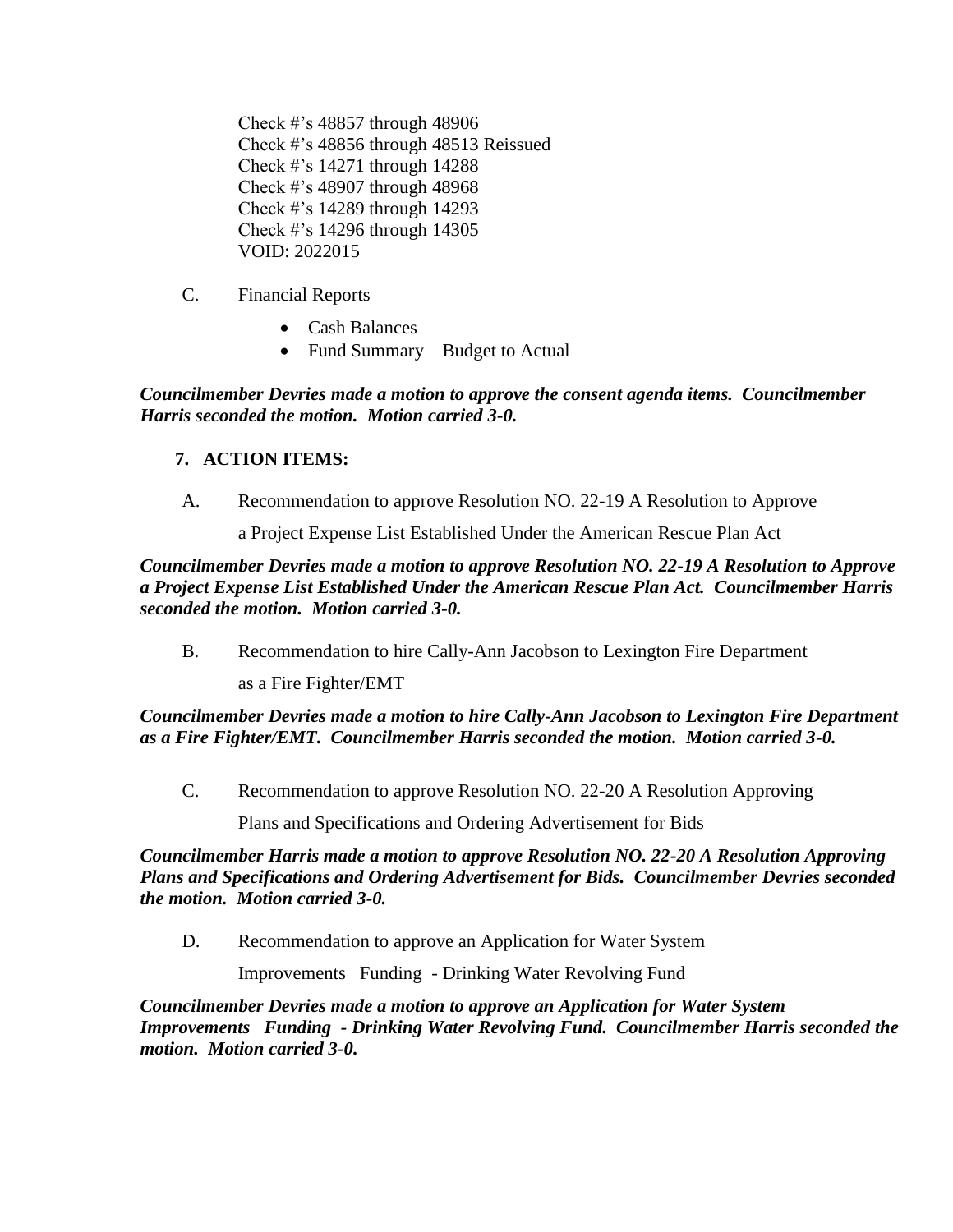Check #'s 48857 through 48906
Check #'s 48856 through 48513 Reissued
Check #'s 14271 through 14288
Check #'s 48907 through 48968
Check #'s 14289 through 14293
Check #'s 14296 through 14305
VOID: 2022015

C. Financial Reports

- Cash Balances
- Fund Summary – Budget to Actual

***Councilmember Devries made a motion to approve the consent agenda items. Councilmember Harris seconded the motion. Motion carried 3-0.***

**7. ACTION ITEMS:**

A. Recommendation to approve Resolution NO. 22-19 A Resolution to Approve a Project Expense List Established Under the American Rescue Plan Act

***Councilmember Devries made a motion to approve Resolution NO. 22-19 A Resolution to Approve a Project Expense List Established Under the American Rescue Plan Act. Councilmember Harris seconded the motion. Motion carried 3-0.***

B. Recommendation to hire Cally-Ann Jacobson to Lexington Fire Department as a Fire Fighter/EMT

***Councilmember Devries made a motion to hire Cally-Ann Jacobson to Lexington Fire Department as a Fire Fighter/EMT. Councilmember Harris seconded the motion. Motion carried 3-0.***

C. Recommendation to approve Resolution NO. 22-20 A Resolution Approving Plans and Specifications and Ordering Advertisement for Bids

***Councilmember Harris made a motion to approve Resolution NO. 22-20 A Resolution Approving Plans and Specifications and Ordering Advertisement for Bids. Councilmember Devries seconded the motion. Motion carried 3-0.***

D. Recommendation to approve an Application for Water System Improvements Funding - Drinking Water Revolving Fund

***Councilmember Devries made a motion to approve an Application for Water System Improvements Funding - Drinking Water Revolving Fund. Councilmember Harris seconded the motion. Motion carried 3-0.***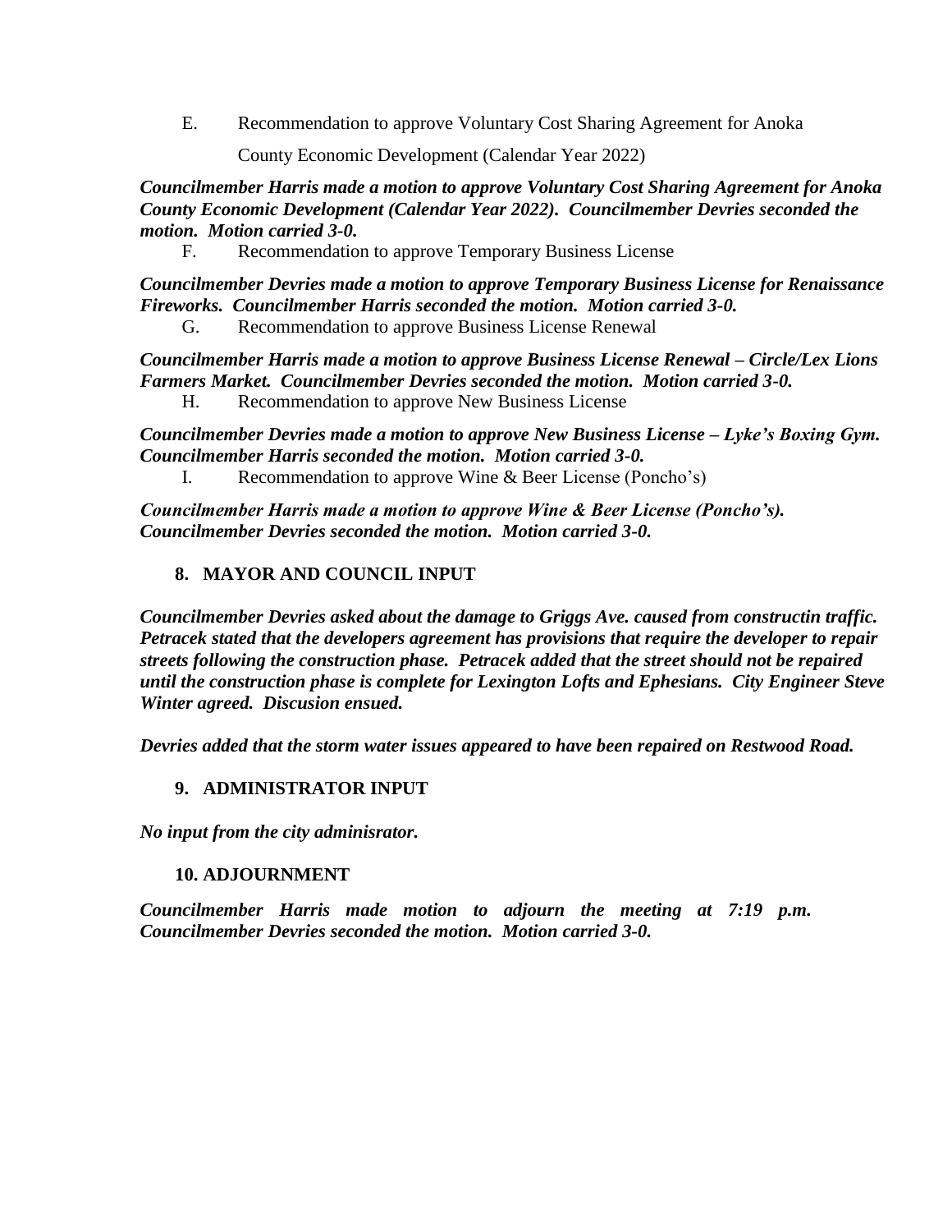E. Recommendation to approve Voluntary Cost Sharing Agreement for Anoka County Economic Development (Calendar Year 2022)

***Councilmember Harris made a motion to approve Voluntary Cost Sharing Agreement for Anoka County Economic Development (Calendar Year 2022). Councilmember Devries seconded the motion. Motion carried 3-0.***

F. Recommendation to approve Temporary Business License

***Councilmember Devries made a motion to approve Temporary Business License for Renaissance Fireworks. Councilmember Harris seconded the motion. Motion carried 3-0.***

G. Recommendation to approve Business License Renewal

***Councilmember Harris made a motion to approve Business License Renewal – Circle/Lex Lions Farmers Market. Councilmember Devries seconded the motion. Motion carried 3-0.***

H. Recommendation to approve New Business License

***Councilmember Devries made a motion to approve New Business License – Lyke's Boxing Gym. Councilmember Harris seconded the motion. Motion carried 3-0.***

I. Recommendation to approve Wine & Beer License (Poncho's)

***Councilmember Harris made a motion to approve Wine & Beer License (Poncho's). Councilmember Devries seconded the motion. Motion carried 3-0.***

**8. MAYOR AND COUNCIL INPUT**

***Councilmember Devries asked about the damage to Griggs Ave. caused from constructin traffic. Petracek stated that the developers agreement has provisions that require the developer to repair streets following the construction phase. Petracek added that the street should not be repaired until the construction phase is complete for Lexington Lofts and Ephesians. City Engineer Steve Winter agreed. Discusion ensued.***

***Devries added that the storm water issues appeared to have been repaired on Restwood Road.***

**9. ADMINISTRATOR INPUT**

***No input from the city adminisrator.***

**10. ADJOURNMENT**

***Councilmember Harris made motion to adjourn the meeting at 7:19 p.m. Councilmember Devries seconded the motion. Motion carried 3-0.***